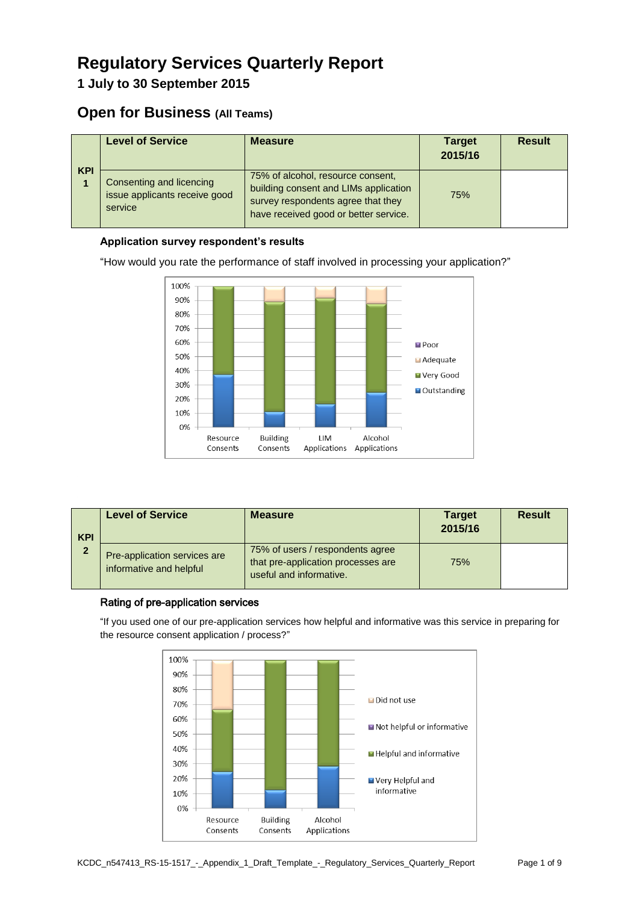# Regulatory Services Quarterly Report

## 1 July to 30 September 2015

## Open for Business (All Teams)

| KPI | Level of Service | Measure | Target 2015/16 | Result |
|---|---|---|---|---|
| KPI 1 | Consenting and licencing issue applicants receive good service | 75% of alcohol, resource consent, building consent and LIMs application survey respondents agree that they have received good or better service. | 75% | |

**Application survey respondent's results**

"How would you rate the performance of staff involved in processing your application?"

| KPI | Level of Service | Measure | Target 2015/16 | Result |
|---|---|---|---|---|
| KPI 2 | Pre-application services are informative and helpful | 75% of users / respondents agree that pre-application processes are useful and informative. | 75% | |

**Rating of pre-application services**

"If you used one of our pre-application services how helpful and informative was this service in preparing for the resource consent application / process?"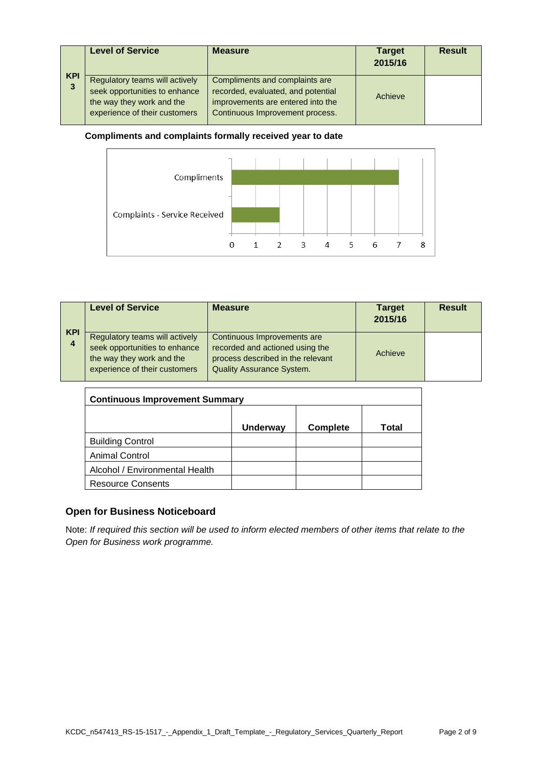| KPI 3 | Level of Service | Measure | Target 2015/16 | Result |
|---|---|---|---|---|
| | Regulatory teams will actively seek opportunities to enhance the way they work and the experience of their customers | Compliments and complaints are recorded, evaluated, and potential improvements are entered into the Continuous Improvement process. | Achieve | |

**Compliments and complaints formally received year to date**

| Category | Count |
|---|---|
| Compliments | 7 |
| Complaints - Service Received | 2 |

| KPI 4 | Level of Service | Measure | Target 2015/16 | Result |
|---|---|---|---|---|
| | Regulatory teams will actively seek opportunities to enhance the way they work and the experience of their customers | Continuous Improvements are recorded and actioned using the process described in the relevant Quality Assurance System. | Achieve | |

**Continuous Improvement Summary**

| | Underway | Complete | Total |
|---|---|---|---|
| Building Control | | | |
| Animal Control | | | |
| Alcohol / Environmental Health | | | |
| Resource Consents | | | |

## Open for Business Noticeboard

Note: *If required this section will be used to inform elected members of other items that relate to the Open for Business work programme.*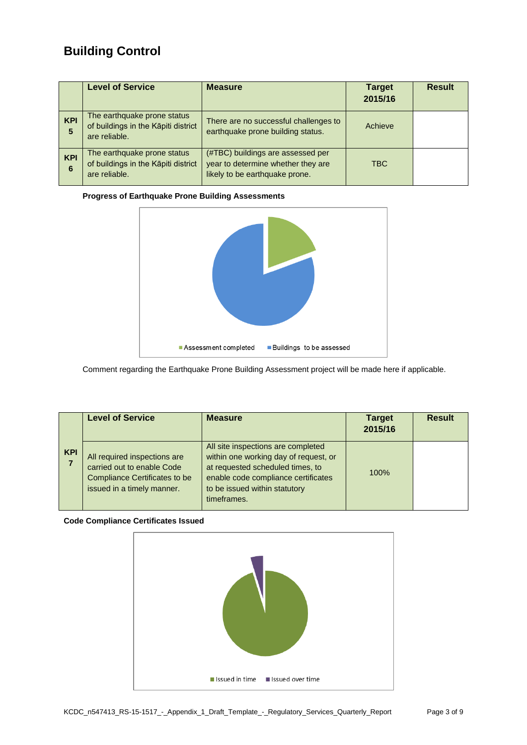## Building Control

| | Level of Service | Measure | Target 2015/16 | Result |
|---|---|---|---|---|
| KPI 5 | The earthquake prone status of buildings in the Kāpiti district are reliable. | There are no successful challenges to earthquake prone building status. | Achieve | |
| KPI 6 | The earthquake prone status of buildings in the Kāpiti district are reliable. | (#TBC) buildings are assessed per year to determine whether they are likely to be earthquake prone. | TBC | |

**Progress of Earthquake Prone Building Assessments**

Assessment completed | Buildings to be assessed

Comment regarding the Earthquake Prone Building Assessment project will be made here if applicable.

| | Level of Service | Measure | Target 2015/16 | Result |
|---|---|---|---|---|
| KPI 7 | All required inspections are carried out to enable Code Compliance Certificates to be issued in a timely manner. | All site inspections are completed within one working day of request, or at requested scheduled times, to enable code compliance certificates to be issued within statutory timeframes. | 100% | |

**Code Compliance Certificates Issued**

Issued in time | Issued over time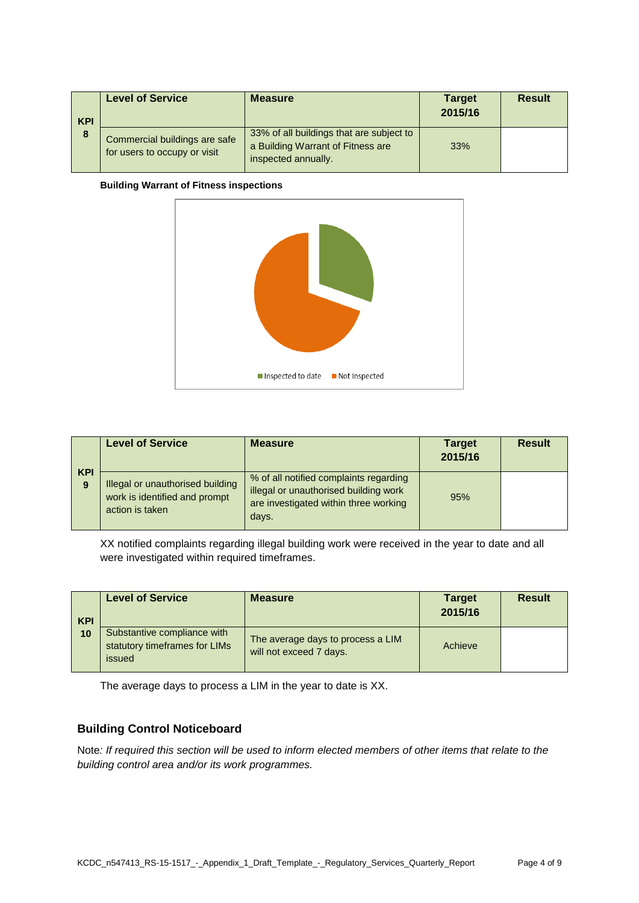| KPI | Level of Service | Measure | Target 2015/16 | Result |
|---|---|---|---|---|
| KPI 8 | Commercial buildings are safe for users to occupy or visit | 33% of all buildings that are subject to a Building Warrant of Fitness are inspected annually. | 33% | |

**Building Warrant of Fitness inspections**

Inspected to date    Not Inspected

| KPI | Level of Service | Measure | Target 2015/16 | Result |
|---|---|---|---|---|
| KPI 9 | Illegal or unauthorised building work is identified and prompt action is taken | % of all notified complaints regarding illegal or unauthorised building work are investigated within three working days. | 95% | |

XX notified complaints regarding illegal building work were received in the year to date and all were investigated within required timeframes.

| KPI | Level of Service | Measure | Target 2015/16 | Result |
|---|---|---|---|---|
| KPI 10 | Substantive compliance with statutory timeframes for LIMs issued | The average days to process a LIM will not exceed 7 days. | Achieve | |

The average days to process a LIM in the year to date is XX.

## Building Control Noticeboard

Note*: If required this section will be used to inform elected members of other items that relate to the building control area and/or its work programmes.*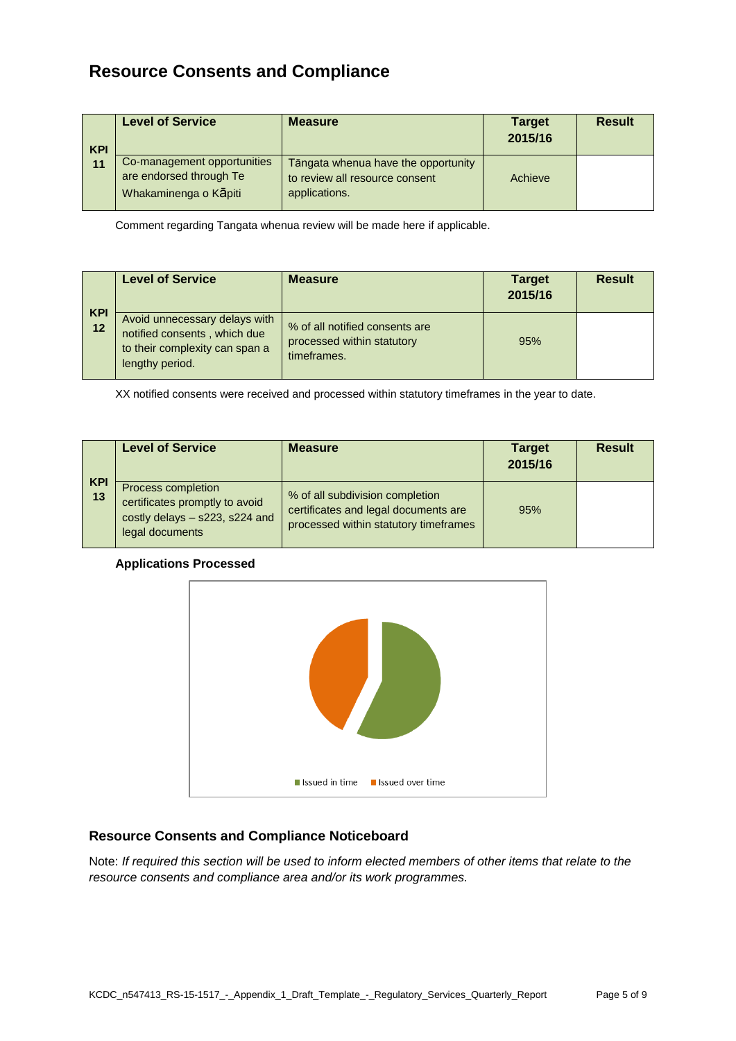## Resource Consents and Compliance

| KPI | Level of Service | Measure | Target 2015/16 | Result |
|---|---|---|---|---|
| 11 | Co-management opportunities are endorsed through Te Whakaminenga o Kāpiti | Tāngata whenua have the opportunity to review all resource consent applications. | Achieve | |

Comment regarding Tangata whenua review will be made here if applicable.

| KPI | Level of Service | Measure | Target 2015/16 | Result |
|---|---|---|---|---|
| 12 | Avoid unnecessary delays with notified consents , which due to their complexity can span a lengthy period. | % of all notified consents are processed within statutory timeframes. | 95% | |

XX notified consents were received and processed within statutory timeframes in the year to date.

| KPI | Level of Service | Measure | Target 2015/16 | Result |
|---|---|---|---|---|
| 13 | Process completion certificates promptly to avoid costly delays – s223, s224 and legal documents | % of all subdivision completion certificates and legal documents are processed within statutory timeframes | 95% | |

**Applications Processed**

Issued in time | Issued over time

### Resource Consents and Compliance Noticeboard

Note: *If required this section will be used to inform elected members of other items that relate to the resource consents and compliance area and/or its work programmes.*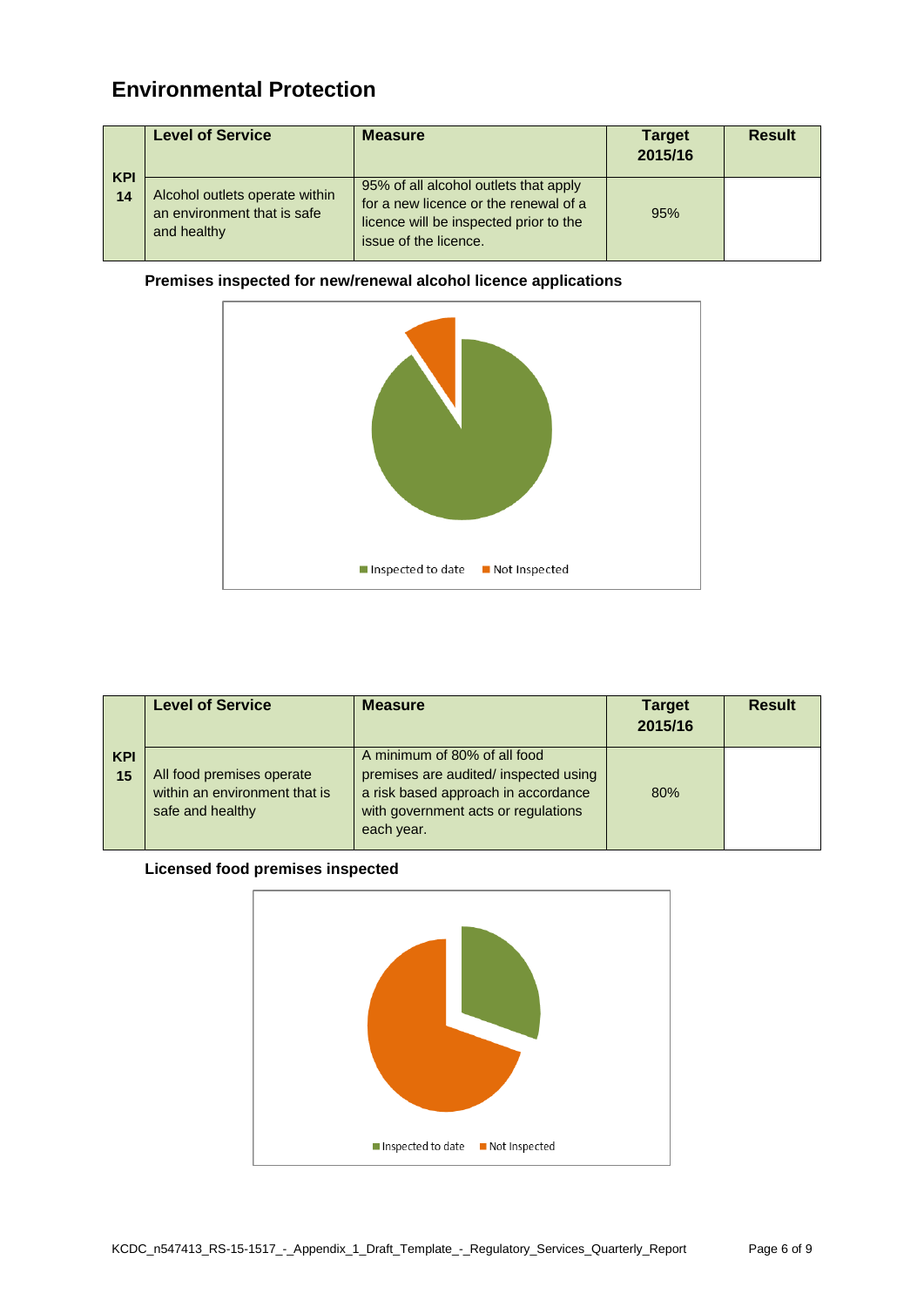## Environmental Protection

| KPI 14 | Level of Service | Measure | Target 2015/16 | Result |
|---|---|---|---|---|
| | Alcohol outlets operate within an environment that is safe and healthy | 95% of all alcohol outlets that apply for a new licence or the renewal of a licence will be inspected prior to the issue of the licence. | 95% | |

**Premises inspected for new/renewal alcohol licence applications**

Inspected to date   Not Inspected

| KPI 15 | Level of Service | Measure | Target 2015/16 | Result |
|---|---|---|---|---|
| | All food premises operate within an environment that is safe and healthy | A minimum of 80% of all food premises are audited/ inspected using a risk based approach in accordance with government acts or regulations each year. | 80% | |

**Licensed food premises inspected**

Inspected to date   Not Inspected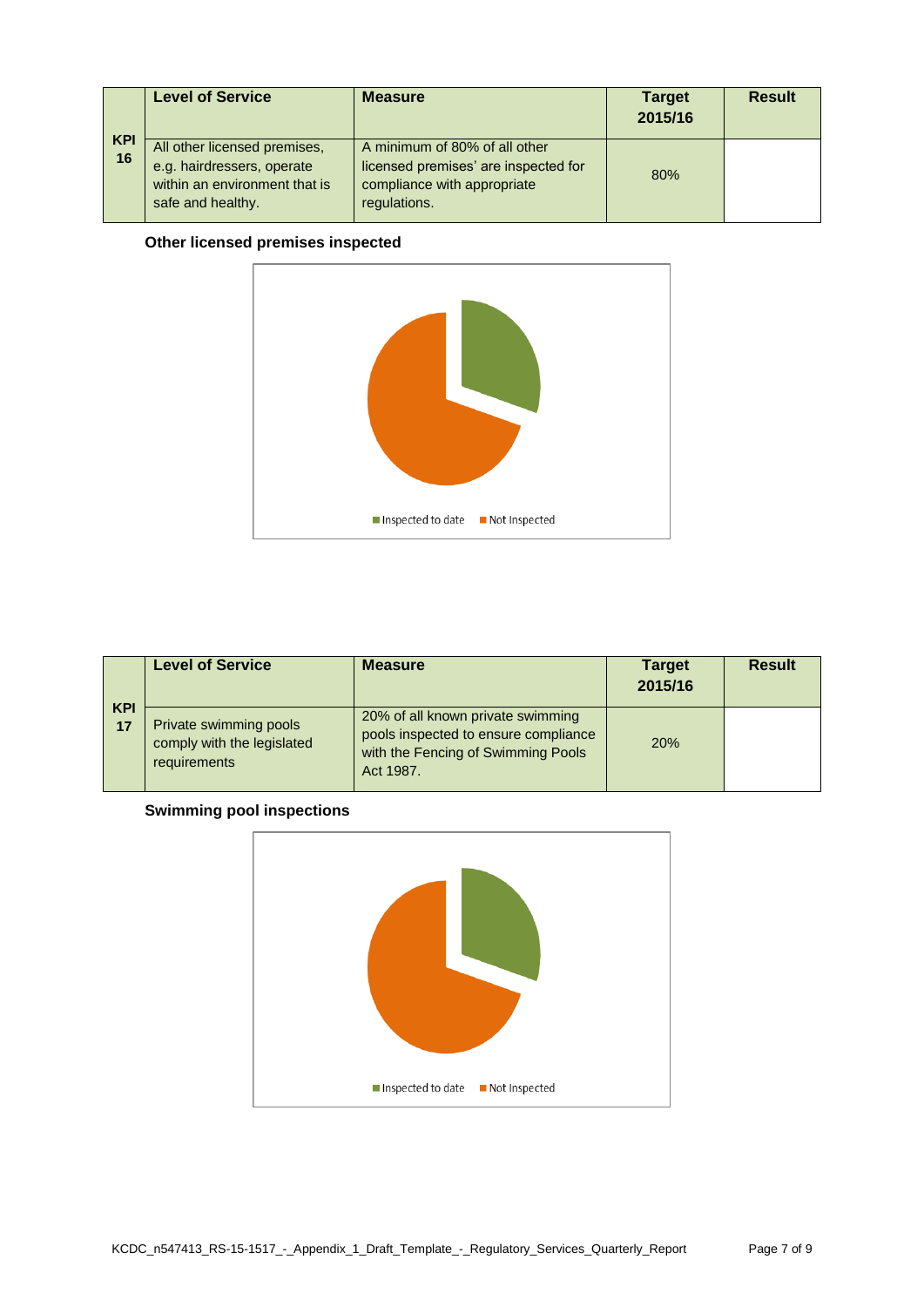| KPI 16 | Level of Service | Measure | Target 2015/16 | Result |
| --- | --- | --- | --- | --- |
| | All other licensed premises, e.g. hairdressers, operate within an environment that is safe and healthy. | A minimum of 80% of all other licensed premises' are inspected for compliance with appropriate regulations. | 80% | |

**Other licensed premises inspected**

Inspected to date   Not Inspected

| KPI 17 | Level of Service | Measure | Target 2015/16 | Result |
| --- | --- | --- | --- | --- |
| | Private swimming pools comply with the legislated requirements | 20% of all known private swimming pools inspected to ensure compliance with the Fencing of Swimming Pools Act 1987. | 20% | |

**Swimming pool inspections**

Inspected to date   Not Inspected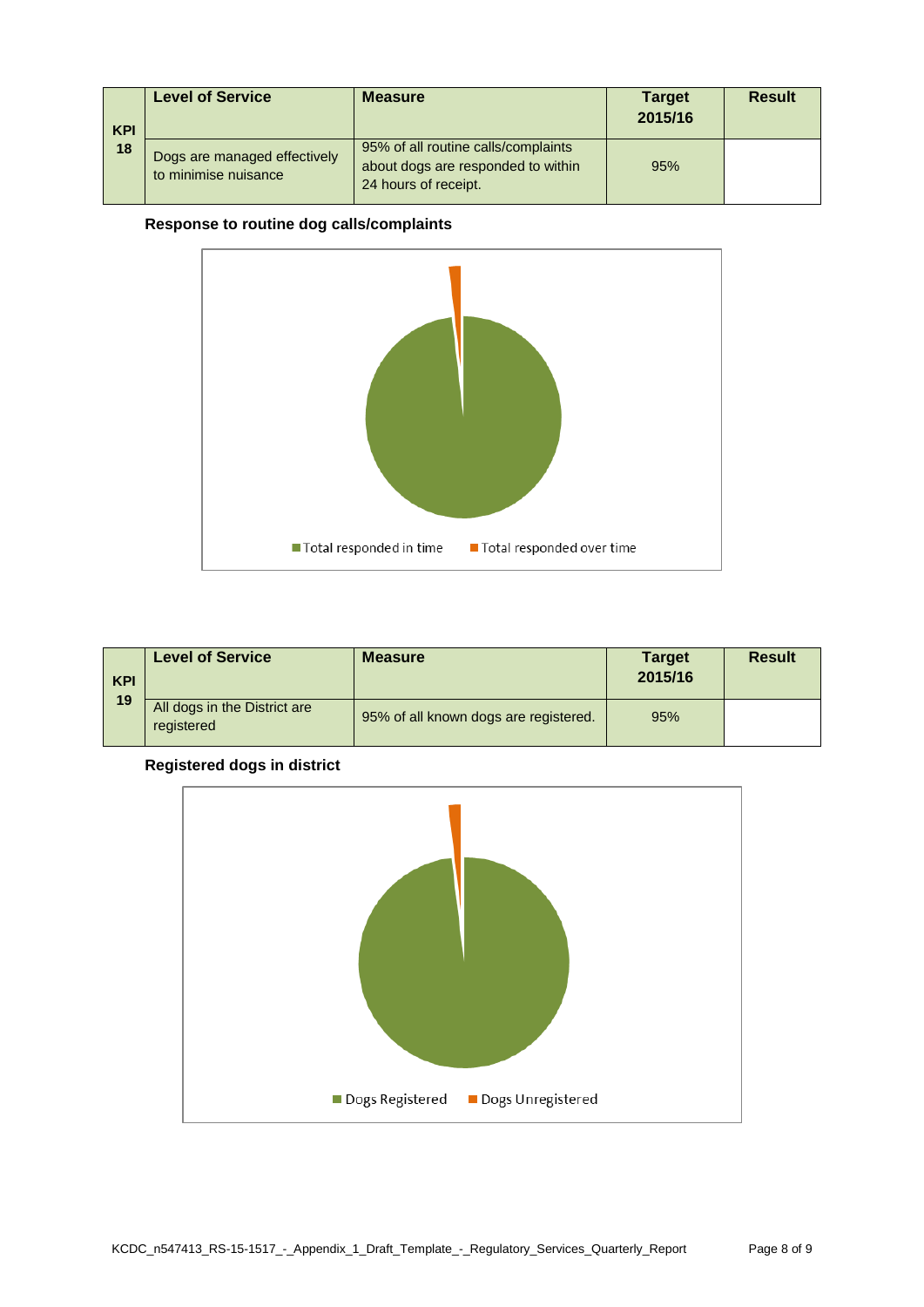| KPI 18 | Level of Service | Measure | Target 2015/16 | Result |
|---|---|---|---|---|
| | Dogs are managed effectively to minimise nuisance | 95% of all routine calls/complaints about dogs are responded to within 24 hours of receipt. | 95% | |

**Response to routine dog calls/complaints**

Total responded in time | Total responded over time

| KPI 19 | Level of Service | Measure | Target 2015/16 | Result |
|---|---|---|---|---|
| | All dogs in the District are registered | 95% of all known dogs are registered. | 95% | |

**Registered dogs in district**

Dogs Registered | Dogs Unregistered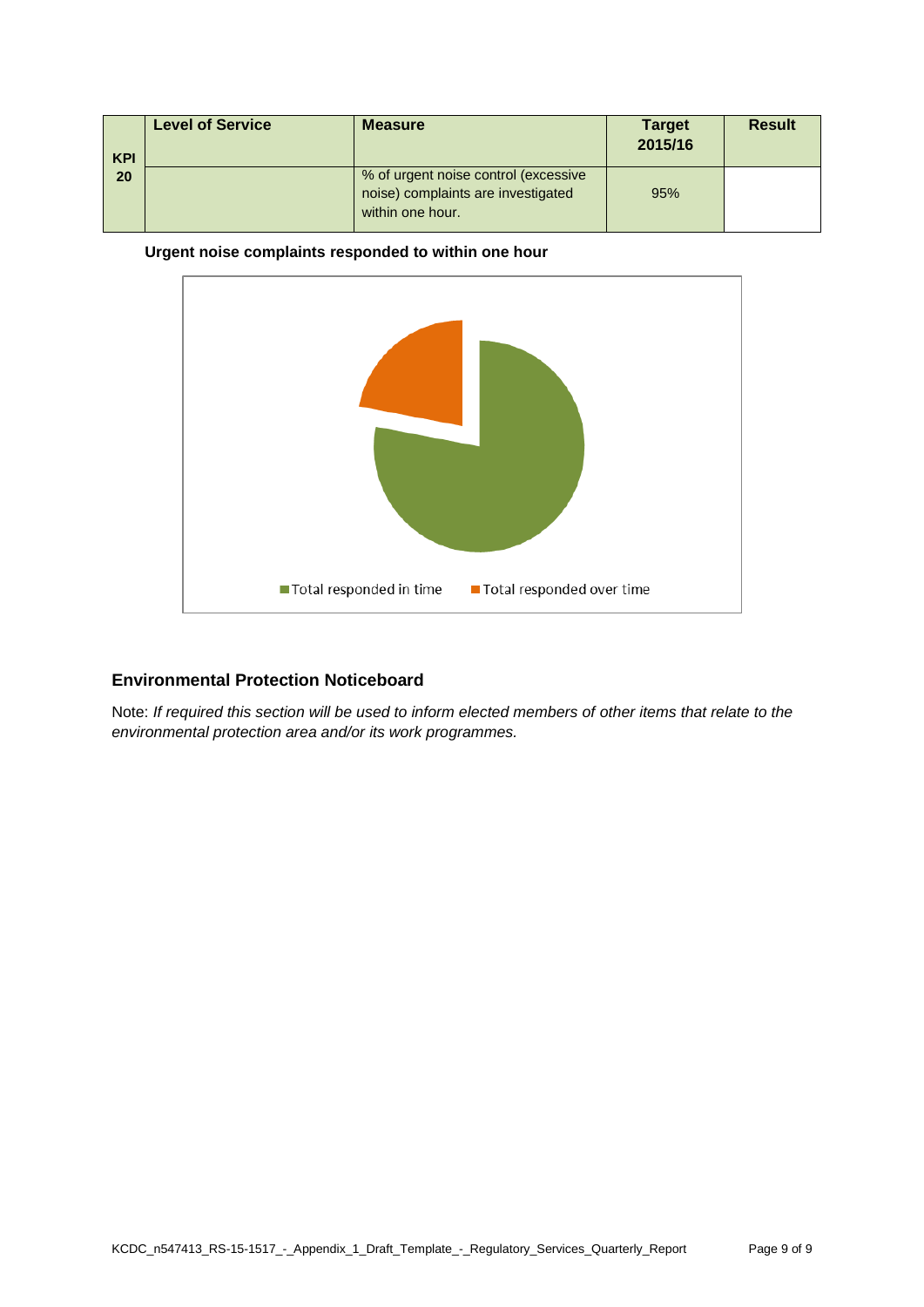| KPI | Level of Service | Measure | Target 2015/16 | Result |
|---|---|---|---|---|
| 20 | | % of urgent noise control (excessive noise) complaints are investigated within one hour. | 95% | |

**Urgent noise complaints responded to within one hour**

Total responded in time
Total responded over time

## Environmental Protection Noticeboard

Note: *If required this section will be used to inform elected members of other items that relate to the environmental protection area and/or its work programmes.*